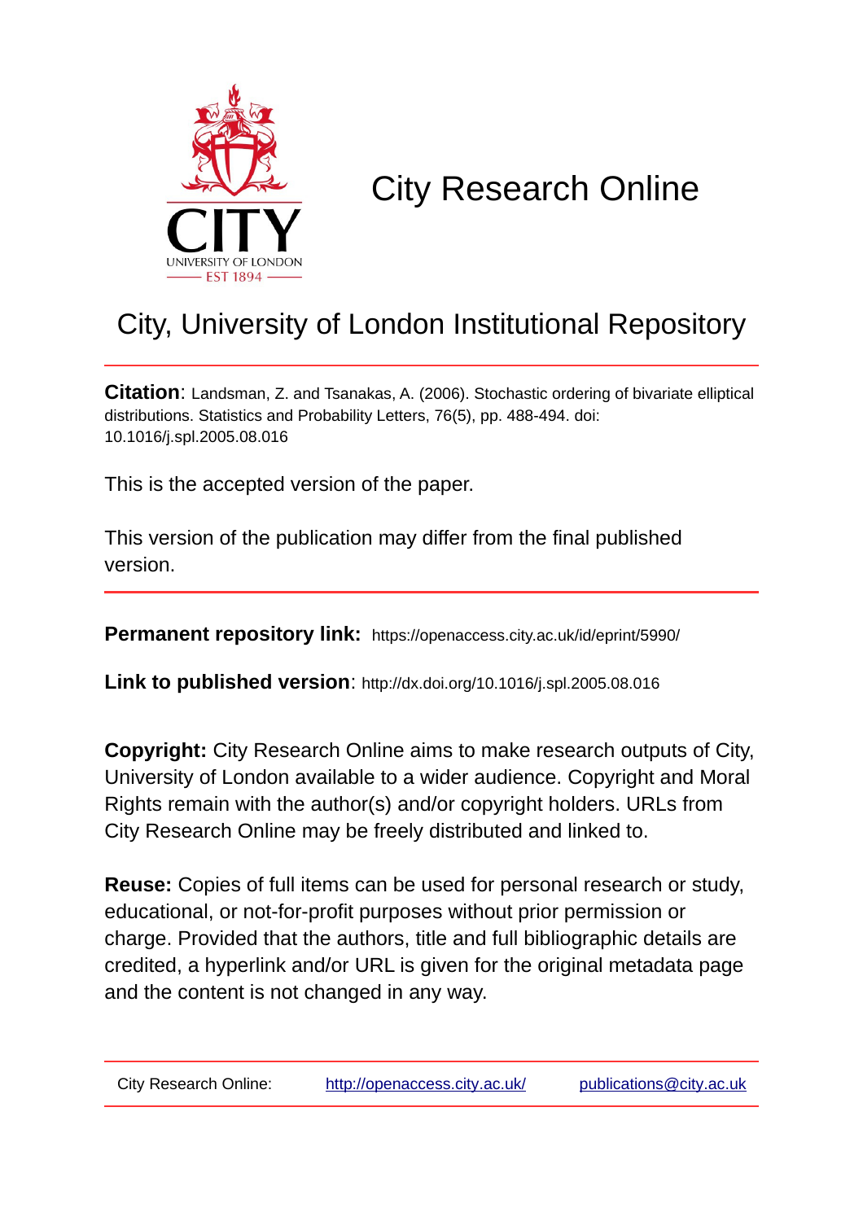# City Research Online

## City, University of London Institutional Repository

**Citation**: Landsman, Z. and Tsanakas, A. (2006). Stochastic ordering of bivariate elliptical distributions. Statistics and Probability Letters, 76(5), pp. 488-494. doi: 10.1016/j.spl.2005.08.016

This is the accepted version of the paper.

This version of the publication may differ from the final published version.

**Permanent repository link:** https://openaccess.city.ac.uk/id/eprint/5990/

**Link to published version**: http://dx.doi.org/10.1016/j.spl.2005.08.016

**Copyright:** City Research Online aims to make research outputs of City, University of London available to a wider audience. Copyright and Moral Rights remain with the author(s) and/or copyright holders. URLs from City Research Online may be freely distributed and linked to.

**Reuse:** Copies of full items can be used for personal research or study, educational, or not-for-profit purposes without prior permission or charge. Provided that the authors, title and full bibliographic details are credited, a hyperlink and/or URL is given for the original metadata page and the content is not changed in any way.

City Research Online: http://openaccess.city.ac.uk/ publications@city.ac.uk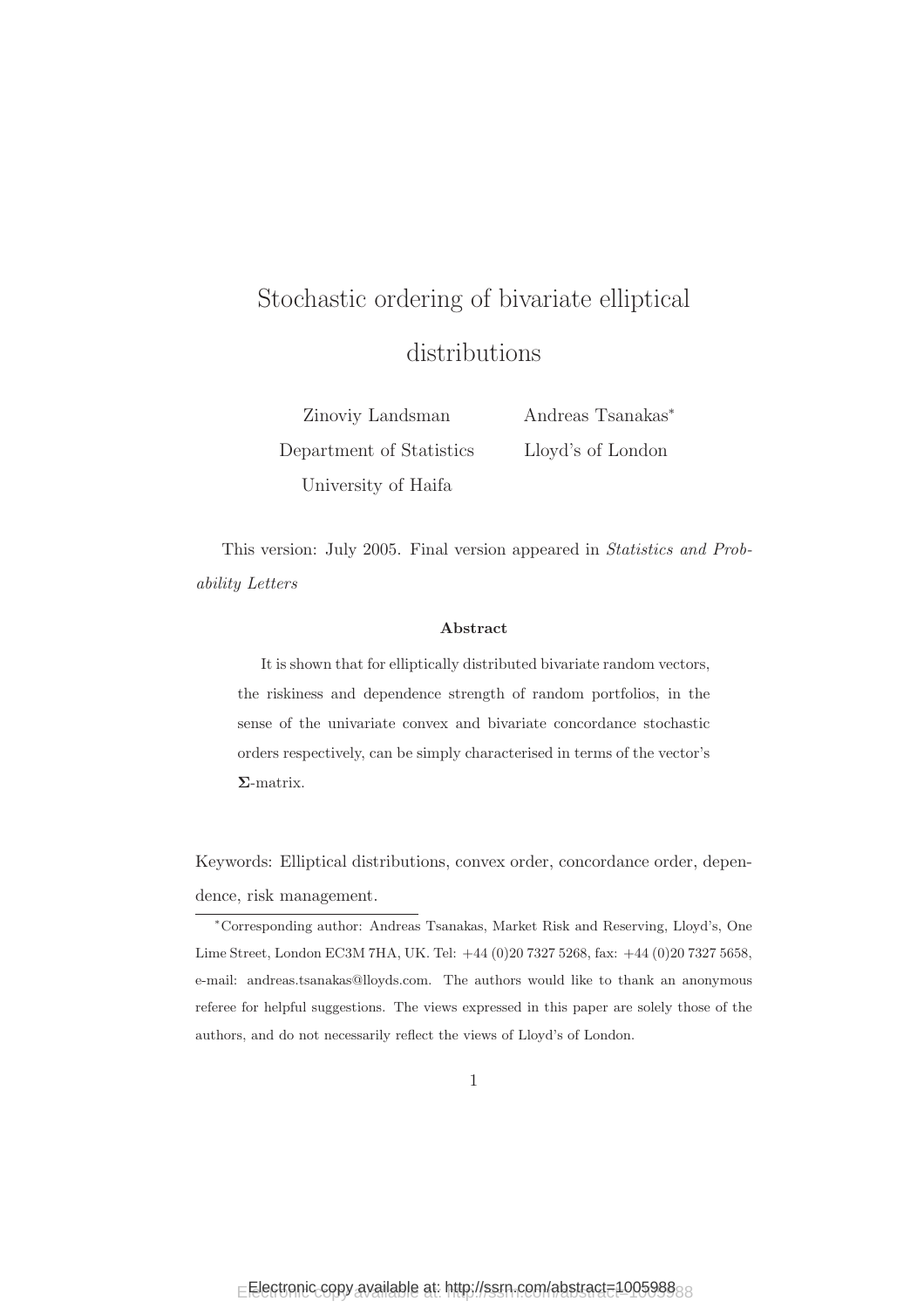# Stochastic ordering of bivariate elliptical distributions

Zinoviy Landsman
Department of Statistics
University of Haifa

Andreas Tsanakas*
Lloyd's of London

This version: July 2005. Final version appeared in *Statistics and Probability Letters*

**Abstract**

It is shown that for elliptically distributed bivariate random vectors, the riskiness and dependence strength of random portfolios, in the sense of the univariate convex and bivariate concordance stochastic orders respectively, can be simply characterised in terms of the vector's $\mathbf{\Sigma}$-matrix.

Keywords: Elliptical distributions, convex order, concordance order, dependence, risk management.

*Corresponding author: Andreas Tsanakas, Market Risk and Reserving, Lloyd's, One Lime Street, London EC3M 7HA, UK. Tel: +44 (0)20 7327 5268, fax: +44 (0)20 7327 5658, e-mail: andreas.tsanakas@lloyds.com. The authors would like to thank an anonymous referee for helpful suggestions. The views expressed in this paper are solely those of the authors, and do not necessarily reflect the views of Lloyd's of London.

Electronic copy available at: http://ssrn.com/abstract=1005988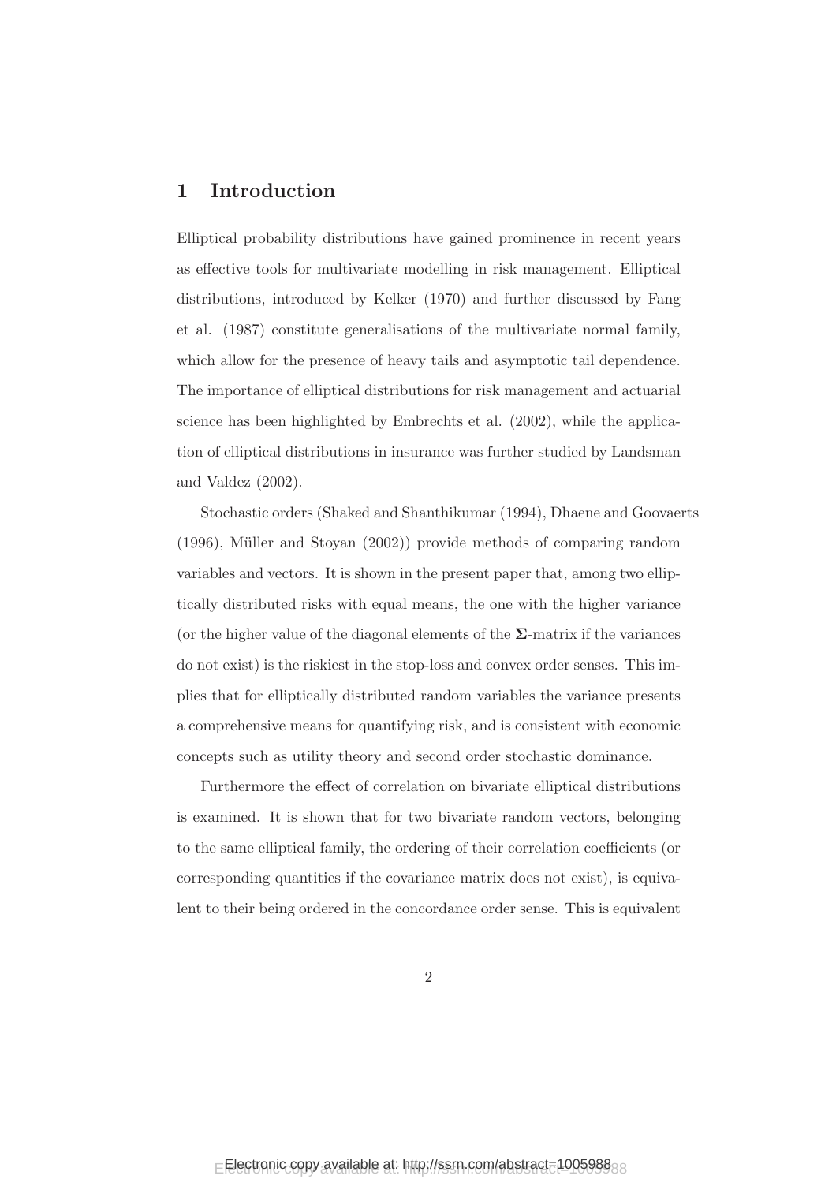## 1 Introduction

Elliptical probability distributions have gained prominence in recent years as effective tools for multivariate modelling in risk management. Elliptical distributions, introduced by Kelker (1970) and further discussed by Fang et al. (1987) constitute generalisations of the multivariate normal family, which allow for the presence of heavy tails and asymptotic tail dependence. The importance of elliptical distributions for risk management and actuarial science has been highlighted by Embrechts et al. (2002), while the application of elliptical distributions in insurance was further studied by Landsman and Valdez (2002).

Stochastic orders (Shaked and Shanthikumar (1994), Dhaene and Goovaerts (1996), Müller and Stoyan (2002)) provide methods of comparing random variables and vectors. It is shown in the present paper that, among two elliptically distributed risks with equal means, the one with the higher variance (or the higher value of the diagonal elements of the $\mathbf{\Sigma}$-matrix if the variances do not exist) is the riskiest in the stop-loss and convex order senses. This implies that for elliptically distributed random variables the variance presents a comprehensive means for quantifying risk, and is consistent with economic concepts such as utility theory and second order stochastic dominance.

Furthermore the effect of correlation on bivariate elliptical distributions is examined. It is shown that for two bivariate random vectors, belonging to the same elliptical family, the ordering of their correlation coefficients (or corresponding quantities if the covariance matrix does not exist), is equivalent to their being ordered in the concordance order sense. This is equivalent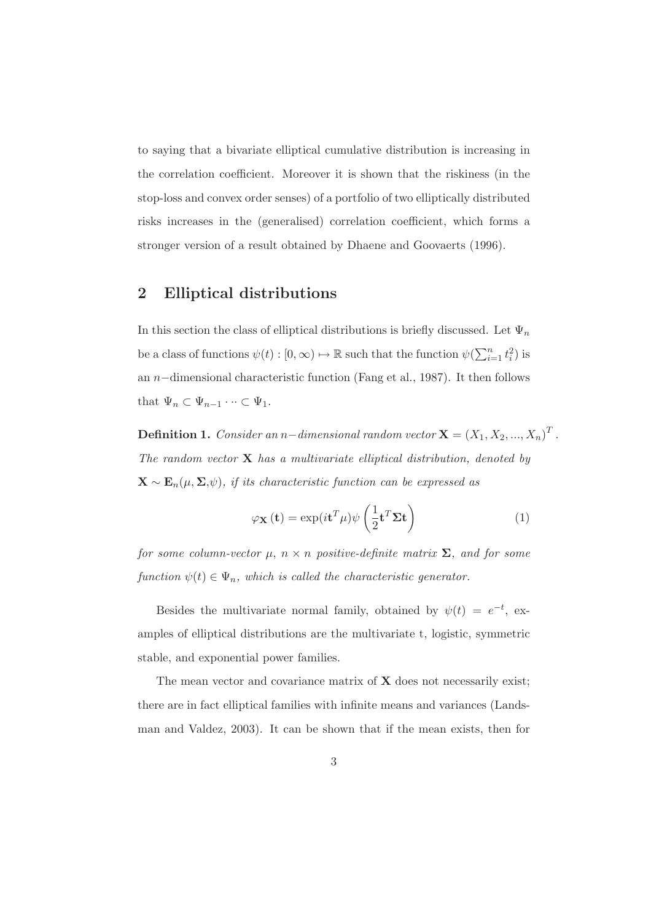to saying that a bivariate elliptical cumulative distribution is increasing in the correlation coefficient. Moreover it is shown that the riskiness (in the stop-loss and convex order senses) of a portfolio of two elliptically distributed risks increases in the (generalised) correlation coefficient, which forms a stronger version of a result obtained by Dhaene and Goovaerts (1996).

## 2 Elliptical distributions

In this section the class of elliptical distributions is briefly discussed. Let $\Psi_n$ be a class of functions $\psi(t) : [0, \infty) \mapsto \mathbb{R}$ such that the function $\psi(\sum_{i=1}^{n} t_i^2)$ is an $n-$dimensional characteristic function (Fang et al., 1987). It then follows that $\Psi_n \subset \Psi_{n-1} \cdots \subset \Psi_1$.

**Definition 1.** *Consider an $n-$dimensional random vector $\mathbf{X} = (X_1, X_2, ..., X_n)^T$. The random vector $\mathbf{X}$ has a multivariate elliptical distribution, denoted by $\mathbf{X} \sim \mathbf{E}_n(\mu, \mathbf{\Sigma}, \psi)$, if its characteristic function can be expressed as*

$$\varphi_{\mathbf{X}}(\mathbf{t}) = \exp(i\mathbf{t}^T \mu)\psi\left(\frac{1}{2}\mathbf{t}^T \mathbf{\Sigma} \mathbf{t}\right) \tag{1}$$

*for some column-vector $\mu$, $n \times n$ positive-definite matrix $\mathbf{\Sigma}$, and for some function $\psi(t) \in \Psi_n$, which is called the characteristic generator.*

Besides the multivariate normal family, obtained by $\psi(t) = e^{-t}$, examples of elliptical distributions are the multivariate t, logistic, symmetric stable, and exponential power families.

The mean vector and covariance matrix of $\mathbf{X}$ does not necessarily exist; there are in fact elliptical families with infinite means and variances (Landsman and Valdez, 2003). It can be shown that if the mean exists, then for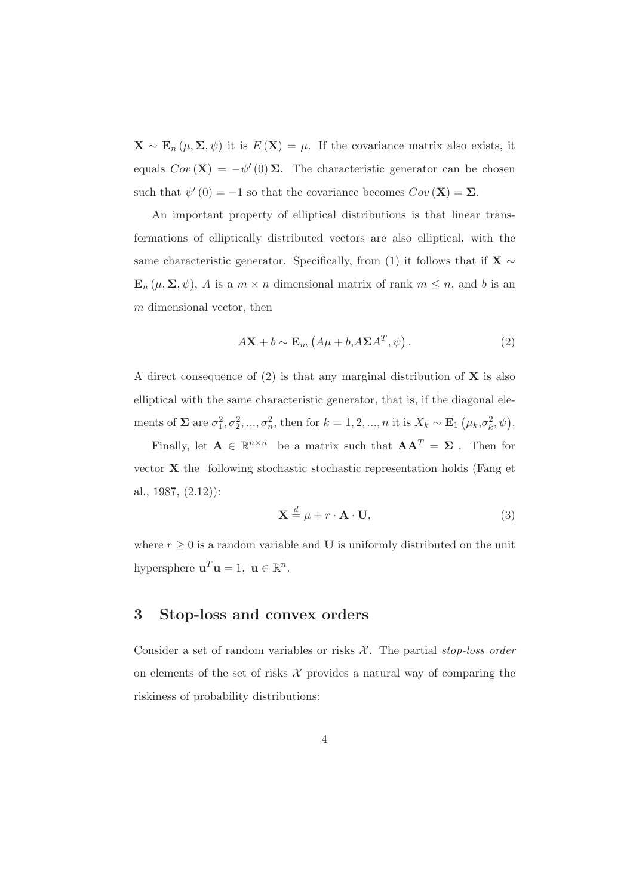$\mathbf{X} \sim \mathbf{E}_n(\mu, \mathbf{\Sigma}, \psi)$ it is $E(\mathbf{X}) = \mu$. If the covariance matrix also exists, it equals $Cov(\mathbf{X}) = -\psi'(0)\mathbf{\Sigma}$. The characteristic generator can be chosen such that $\psi'(0) = -1$ so that the covariance becomes $Cov(\mathbf{X}) = \mathbf{\Sigma}$.

An important property of elliptical distributions is that linear transformations of elliptically distributed vectors are also elliptical, with the same characteristic generator. Specifically, from (1) it follows that if $\mathbf{X} \sim \mathbf{E}_n(\mu, \mathbf{\Sigma}, \psi)$, $A$ is a $m \times n$ dimensional matrix of rank $m \leq n$, and $b$ is an $m$ dimensional vector, then

$$A\mathbf{X} + b \sim \mathbf{E}_m\left(A\mu + b, A\mathbf{\Sigma}A^T, \psi\right). \tag{2}$$

A direct consequence of (2) is that any marginal distribution of $\mathbf{X}$ is also elliptical with the same characteristic generator, that is, if the diagonal elements of $\mathbf{\Sigma}$ are $\sigma_1^2, \sigma_2^2, ..., \sigma_n^2$, then for $k = 1, 2, ..., n$ it is $X_k \sim \mathbf{E}_1\left(\mu_k, \sigma_k^2, \psi\right)$.

Finally, let $\mathbf{A} \in \mathbb{R}^{n \times n}$ be a matrix such that $\mathbf{A}\mathbf{A}^T = \mathbf{\Sigma}$. Then for vector $\mathbf{X}$ the following stochastic stochastic representation holds (Fang et al., 1987, (2.12)):

$$\mathbf{X} \stackrel{d}{=} \mu + r \cdot \mathbf{A} \cdot \mathbf{U}, \tag{3}$$

where $r \geq 0$ is a random variable and $\mathbf{U}$ is uniformly distributed on the unit hypersphere $\mathbf{u}^T\mathbf{u} = 1, \ \mathbf{u} \in \mathbb{R}^n$.

## 3 Stop-loss and convex orders

Consider a set of random variables or risks $\mathcal{X}$. The partial *stop-loss order* on elements of the set of risks $\mathcal{X}$ provides a natural way of comparing the riskiness of probability distributions: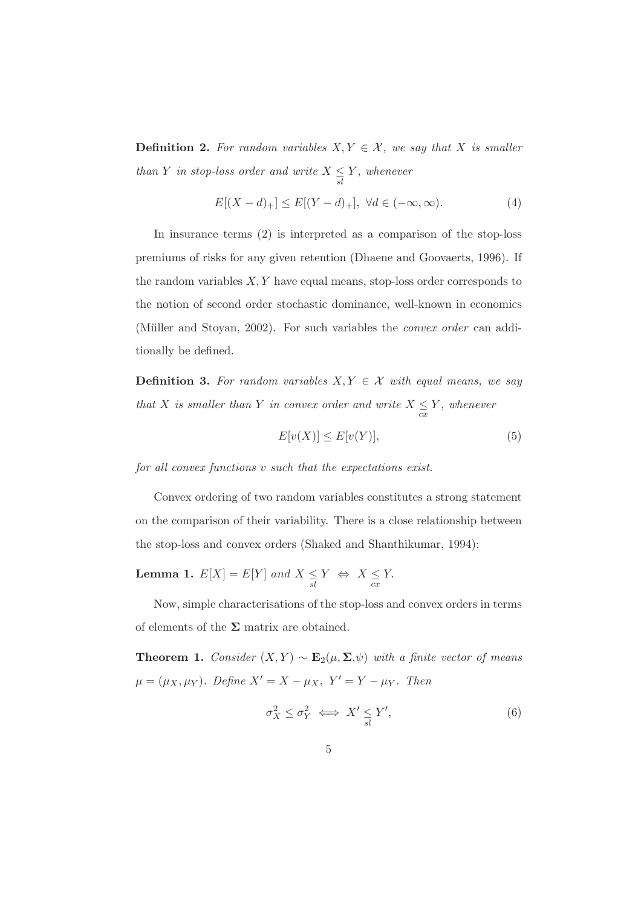**Definition 2.** *For random variables $X, Y \in \mathcal{X}$, we say that $X$ is smaller than $Y$ in stop-loss order and write $X \underset{sl}{\leq} Y$, whenever*

$$E[(X-d)_+] \leq E[(Y-d)_+], \; \forall d \in (-\infty, \infty). \tag{4}$$

In insurance terms (2) is interpreted as a comparison of the stop-loss premiums of risks for any given retention (Dhaene and Goovaerts, 1996). If the random variables $X, Y$ have equal means, stop-loss order corresponds to the notion of second order stochastic dominance, well-known in economics (Müller and Stoyan, 2002). For such variables the *convex order* can additionally be defined.

**Definition 3.** *For random variables $X, Y \in \mathcal{X}$ with equal means, we say that $X$ is smaller than $Y$ in convex order and write $X \underset{cx}{\leq} Y$, whenever*

$$E[v(X)] \leq E[v(Y)], \tag{5}$$

*for all convex functions $v$ such that the expectations exist.*

Convex ordering of two random variables constitutes a strong statement on the comparison of their variability. There is a close relationship between the stop-loss and convex orders (Shaked and Shanthikumar, 1994):

**Lemma 1.** $E[X] = E[Y]$ *and* $X \underset{sl}{\leq} Y \;\Leftrightarrow\; X \underset{cx}{\leq} Y$.

Now, simple characterisations of the stop-loss and convex orders in terms of elements of the $\mathbf{\Sigma}$ matrix are obtained.

**Theorem 1.** *Consider $(X, Y) \sim \mathbf{E}_2(\mu, \mathbf{\Sigma}, \psi)$ with a finite vector of means $\mu = (\mu_X, \mu_Y)$. Define $X' = X - \mu_X,\; Y' = Y - \mu_Y$. Then*

$$\sigma_X^2 \leq \sigma_Y^2 \iff X' \underset{sl}{\leq} Y', \tag{6}$$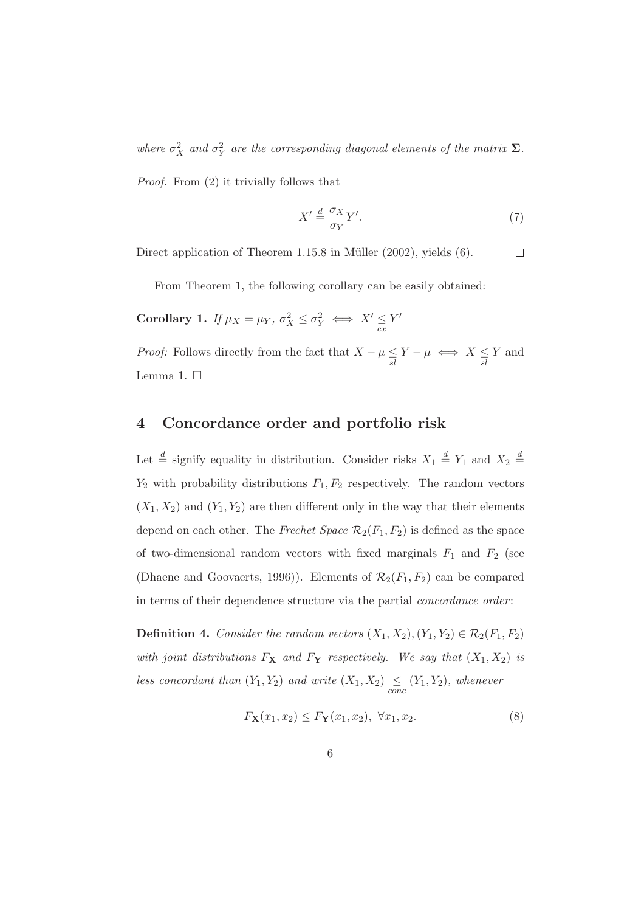*where $\sigma_X^2$ and $\sigma_Y^2$ are the corresponding diagonal elements of the matrix $\mathbf{\Sigma}$.*

*Proof.* From (2) it trivially follows that

$$X' \stackrel{d}{=} \frac{\sigma_X}{\sigma_Y} Y'. \tag{7}$$

Direct application of Theorem 1.15.8 in Müller (2002), yields (6). □

From Theorem 1, the following corollary can be easily obtained:

**Corollary 1.** *If $\mu_X = \mu_Y$, $\sigma_X^2 \leq \sigma_Y^2 \iff X' \underset{cx}{\leq} Y'$*

*Proof:* Follows directly from the fact that $X - \mu \underset{sl}{\leq} Y - \mu \iff X \underset{sl}{\leq} Y$ and Lemma 1. □

## 4 Concordance order and portfolio risk

Let $\stackrel{d}{=}$ signify equality in distribution. Consider risks $X_1 \stackrel{d}{=} Y_1$ and $X_2 \stackrel{d}{=} Y_2$ with probability distributions $F_1, F_2$ respectively. The random vectors $(X_1, X_2)$ and $(Y_1, Y_2)$ are then different only in the way that their elements depend on each other. The *Frechet Space* $\mathcal{R}_2(F_1, F_2)$ is defined as the space of two-dimensional random vectors with fixed marginals $F_1$ and $F_2$ (see (Dhaene and Goovaerts, 1996)). Elements of $\mathcal{R}_2(F_1, F_2)$ can be compared in terms of their dependence structure via the partial *concordance order*:

**Definition 4.** *Consider the random vectors $(X_1, X_2), (Y_1, Y_2) \in \mathcal{R}_2(F_1, F_2)$ with joint distributions $F_{\mathbf{X}}$ and $F_{\mathbf{Y}}$ respectively. We say that $(X_1, X_2)$ is less concordant than $(Y_1, Y_2)$ and write $(X_1, X_2) \underset{conc}{\leq} (Y_1, Y_2)$, whenever*

$$F_{\mathbf{X}}(x_1, x_2) \leq F_{\mathbf{Y}}(x_1, x_2), \ \forall x_1, x_2. \tag{8}$$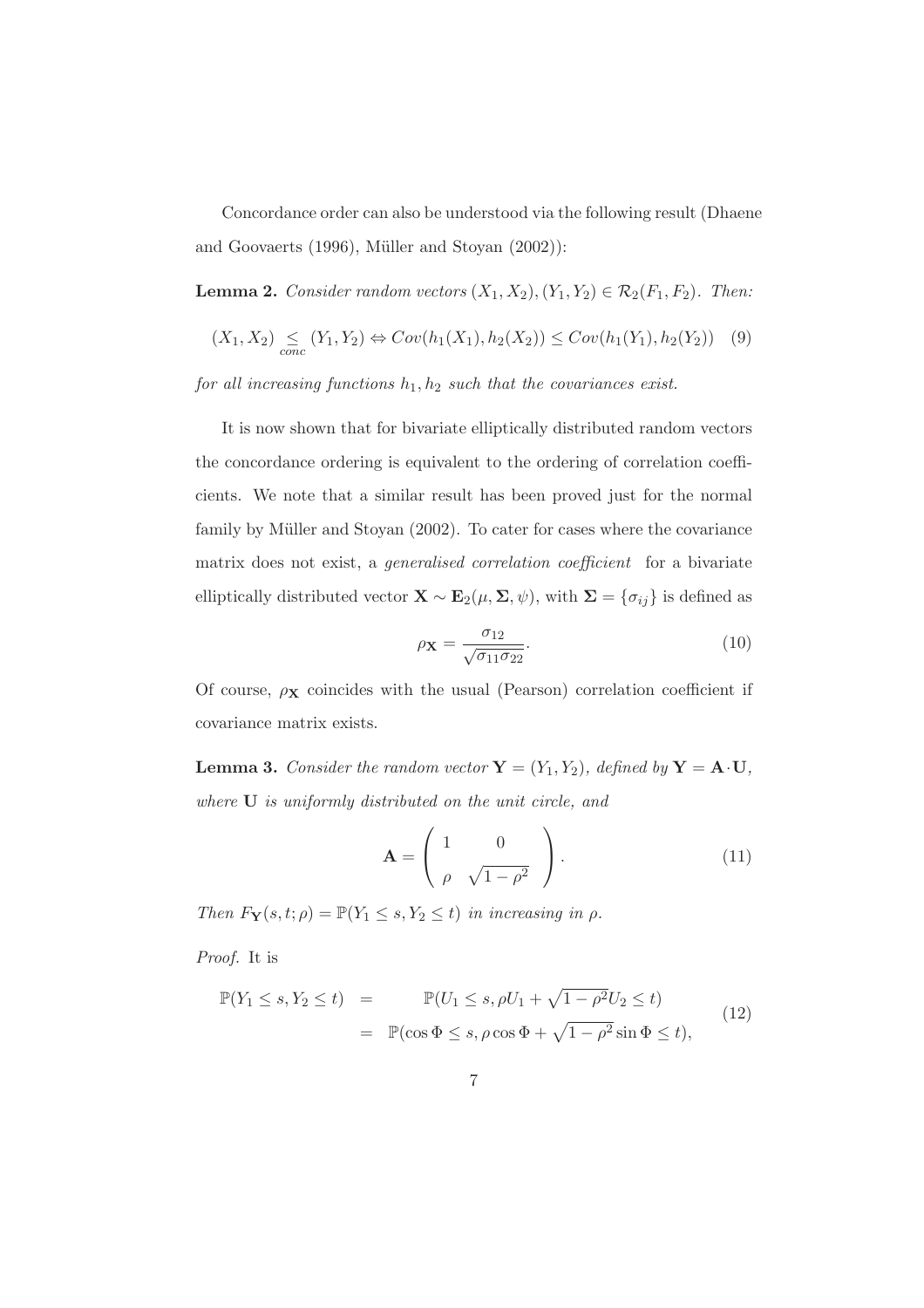Concordance order can also be understood via the following result (Dhaene and Goovaerts (1996), Müller and Stoyan (2002)):

**Lemma 2.** *Consider random vectors $(X_1, X_2), (Y_1, Y_2) \in \mathcal{R}_2(F_1, F_2)$. Then:*

$$(X_1, X_2) \underset{conc}{\leq} (Y_1, Y_2) \Leftrightarrow Cov(h_1(X_1), h_2(X_2)) \leq Cov(h_1(Y_1), h_2(Y_2)) \quad (9)$$

*for all increasing functions $h_1, h_2$ such that the covariances exist.*

It is now shown that for bivariate elliptically distributed random vectors the concordance ordering is equivalent to the ordering of correlation coefficients. We note that a similar result has been proved just for the normal family by Müller and Stoyan (2002). To cater for cases where the covariance matrix does not exist, a *generalised correlation coefficient* for a bivariate elliptically distributed vector $\mathbf{X} \sim \mathbf{E}_2(\mu, \mathbf{\Sigma}, \psi)$, with $\mathbf{\Sigma} = \{\sigma_{ij}\}$ is defined as

$$\rho_{\mathbf{X}} = \frac{\sigma_{12}}{\sqrt{\sigma_{11}\sigma_{22}}}. \quad (10)$$

Of course, $\rho_{\mathbf{X}}$ coincides with the usual (Pearson) correlation coefficient if covariance matrix exists.

**Lemma 3.** *Consider the random vector $\mathbf{Y} = (Y_1, Y_2)$, defined by $\mathbf{Y} = \mathbf{A} \cdot \mathbf{U}$, where $\mathbf{U}$ is uniformly distributed on the unit circle, and*

$$\mathbf{A} = \begin{pmatrix} 1 & 0 \\ \rho & \sqrt{1-\rho^2} \end{pmatrix}. \quad (11)$$

*Then $F_{\mathbf{Y}}(s, t; \rho) = \mathbb{P}(Y_1 \leq s, Y_2 \leq t)$ in increasing in $\rho$.*

*Proof.* It is

$$\begin{aligned} \mathbb{P}(Y_1 \leq s, Y_2 \leq t) &= \mathbb{P}(U_1 \leq s, \rho U_1 + \sqrt{1-\rho^2} U_2 \leq t) \\ &= \mathbb{P}(\cos\Phi \leq s, \rho\cos\Phi + \sqrt{1-\rho^2}\sin\Phi \leq t), \end{aligned} \quad (12)$$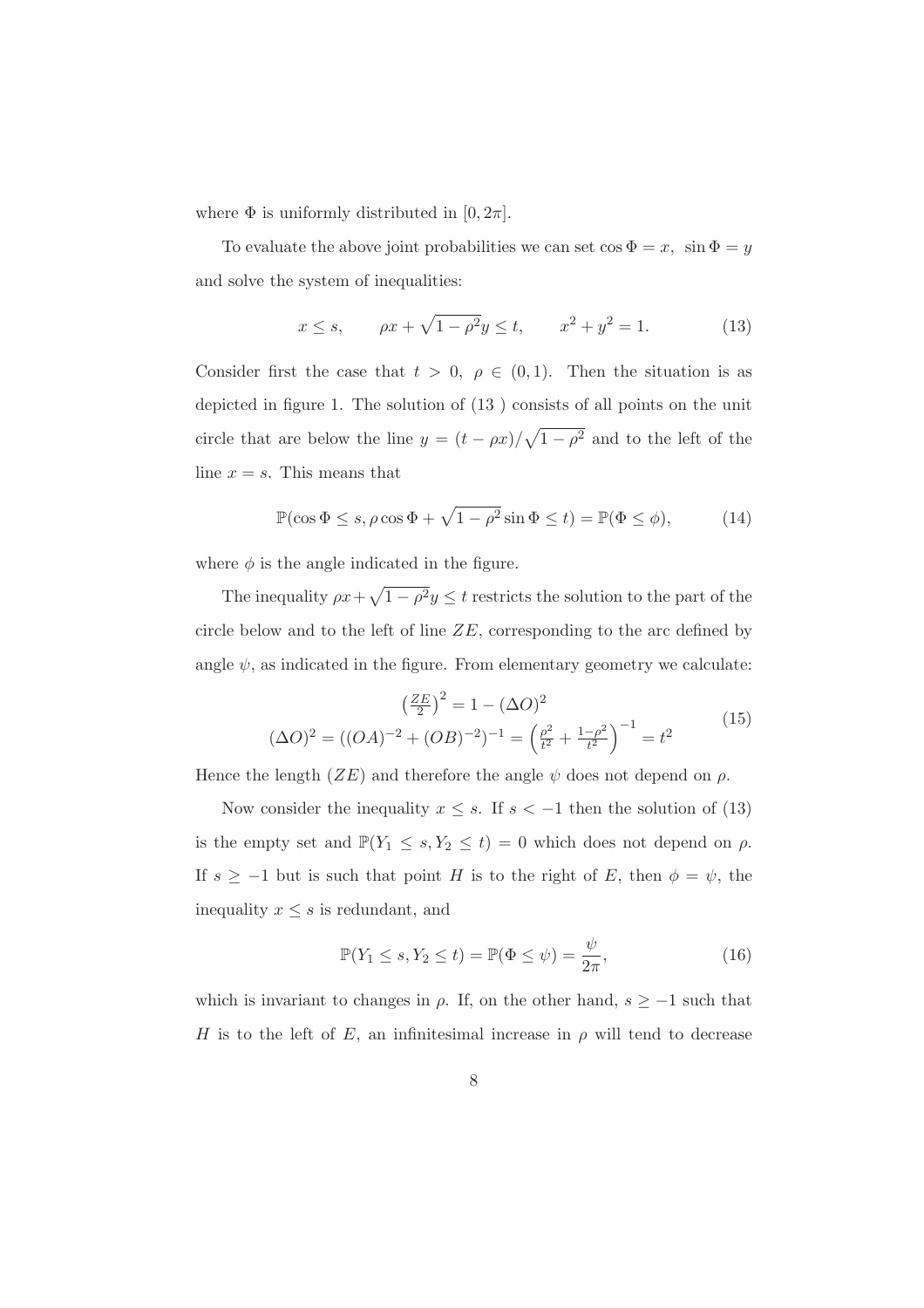where $\Phi$ is uniformly distributed in $[0, 2\pi]$.

To evaluate the above joint probabilities we can set $\cos\Phi = x,\ \sin\Phi = y$ and solve the system of inequalities:

$$x \le s, \qquad \rho x + \sqrt{1-\rho^2}\,y \le t, \qquad x^2 + y^2 = 1. \tag{13}$$

Consider first the case that $t > 0,\ \rho \in (0,1)$. Then the situation is as depicted in figure 1. The solution of (13 ) consists of all points on the unit circle that are below the line $y = (t - \rho x)/\sqrt{1-\rho^2}$ and to the left of the line $x = s$. This means that

$$\mathbb{P}(\cos\Phi \le s, \rho\cos\Phi + \sqrt{1-\rho^2}\sin\Phi \le t) = \mathbb{P}(\Phi \le \phi), \tag{14}$$

where $\phi$ is the angle indicated in the figure.

The inequality $\rho x + \sqrt{1-\rho^2}y \le t$ restricts the solution to the part of the circle below and to the left of line $ZE$, corresponding to the arc defined by angle $\psi$, as indicated in the figure. From elementary geometry we calculate:

$$\begin{gathered}\left(\tfrac{ZE}{2}\right)^2 = 1 - (\Delta O)^2 \\ (\Delta O)^2 = ((OA)^{-2} + (OB)^{-2})^{-1} = \left(\tfrac{\rho^2}{t^2} + \tfrac{1-\rho^2}{t^2}\right)^{-1} = t^2\end{gathered} \tag{15}$$

Hence the length $(ZE)$ and therefore the angle $\psi$ does not depend on $\rho$.

Now consider the inequality $x \le s$. If $s < -1$ then the solution of (13) is the empty set and $\mathbb{P}(Y_1 \le s, Y_2 \le t) = 0$ which does not depend on $\rho$. If $s \ge -1$ but is such that point $H$ is to the right of $E$, then $\phi = \psi$, the inequality $x \le s$ is redundant, and

$$\mathbb{P}(Y_1 \le s, Y_2 \le t) = \mathbb{P}(\Phi \le \psi) = \frac{\psi}{2\pi}, \tag{16}$$

which is invariant to changes in $\rho$. If, on the other hand, $s \ge -1$ such that $H$ is to the left of $E$, an infinitesimal increase in $\rho$ will tend to decrease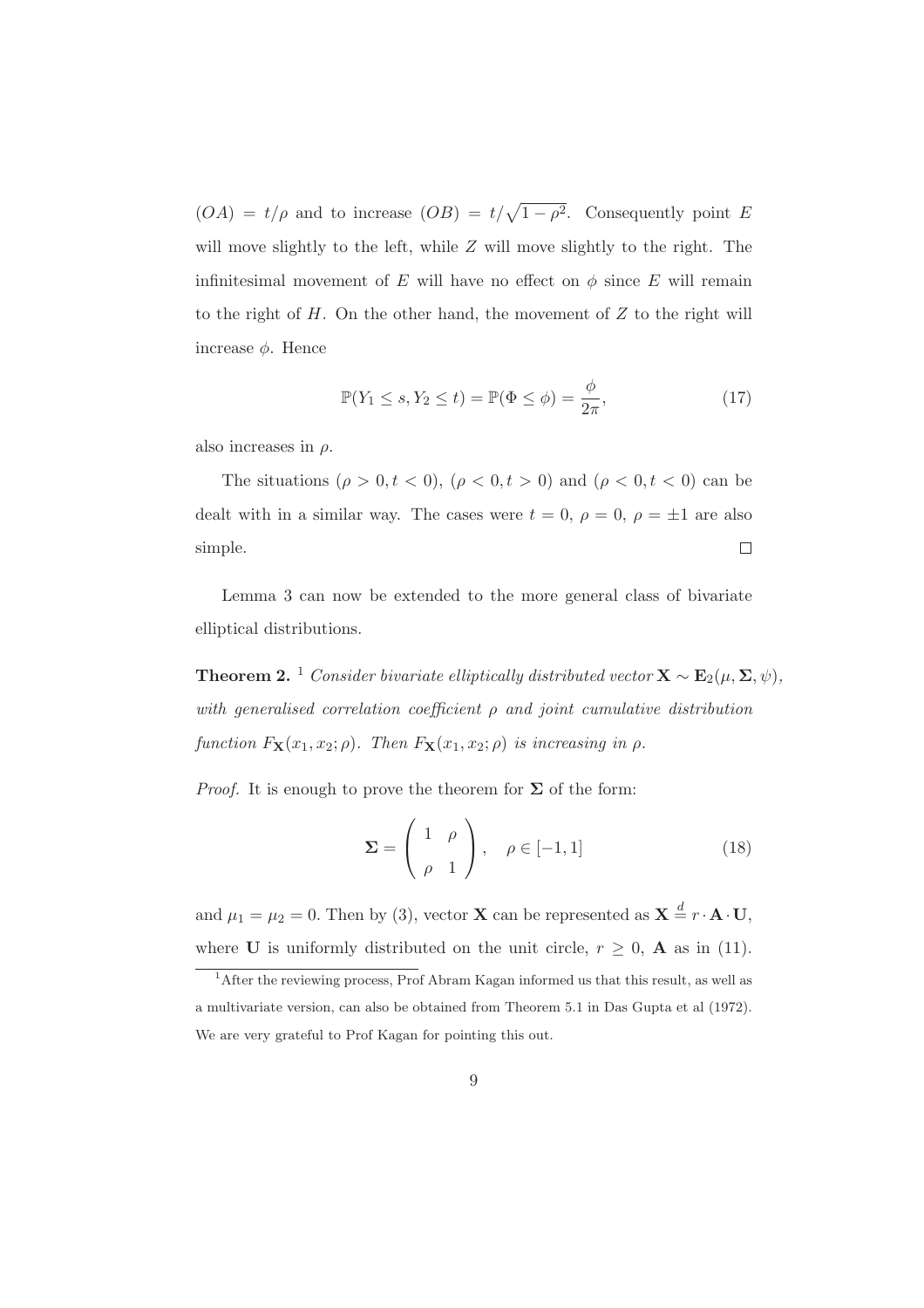$(OA) = t/\rho$ and to increase $(OB) = t/\sqrt{1-\rho^2}$. Consequently point $E$ will move slightly to the left, while $Z$ will move slightly to the right. The infinitesimal movement of $E$ will have no effect on $\phi$ since $E$ will remain to the right of $H$. On the other hand, the movement of $Z$ to the right will increase $\phi$. Hence

$$\mathbb{P}(Y_1 \leq s, Y_2 \leq t) = \mathbb{P}(\Phi \leq \phi) = \frac{\phi}{2\pi}, \tag{17}$$

also increases in $\rho$.

The situations $(\rho > 0, t < 0)$, $(\rho < 0, t > 0)$ and $(\rho < 0, t < 0)$ can be dealt with in a similar way. The cases were $t = 0$, $\rho = 0$, $\rho = \pm 1$ are also simple. □

Lemma 3 can now be extended to the more general class of bivariate elliptical distributions.

**Theorem 2.** [1] *Consider bivariate elliptically distributed vector $\mathbf{X} \sim \mathbf{E}_2(\mu, \mathbf{\Sigma}, \psi)$, with generalised correlation coefficient $\rho$ and joint cumulative distribution function $F_{\mathbf{X}}(x_1, x_2; \rho)$. Then $F_{\mathbf{X}}(x_1, x_2; \rho)$ is increasing in $\rho$.*

*Proof.* It is enough to prove the theorem for $\mathbf{\Sigma}$ of the form:

$$\mathbf{\Sigma} = \begin{pmatrix} 1 & \rho \\ \rho & 1 \end{pmatrix}, \quad \rho \in [-1, 1] \tag{18}$$

and $\mu_1 = \mu_2 = 0$. Then by (3), vector $\mathbf{X}$ can be represented as $\mathbf{X} \overset{d}{=} r \cdot \mathbf{A} \cdot \mathbf{U}$, where $\mathbf{U}$ is uniformly distributed on the unit circle, $r \geq 0$, $\mathbf{A}$ as in (11).

[1] After the reviewing process, Prof Abram Kagan informed us that this result, as well as a multivariate version, can also be obtained from Theorem 5.1 in Das Gupta et al (1972). We are very grateful to Prof Kagan for pointing this out.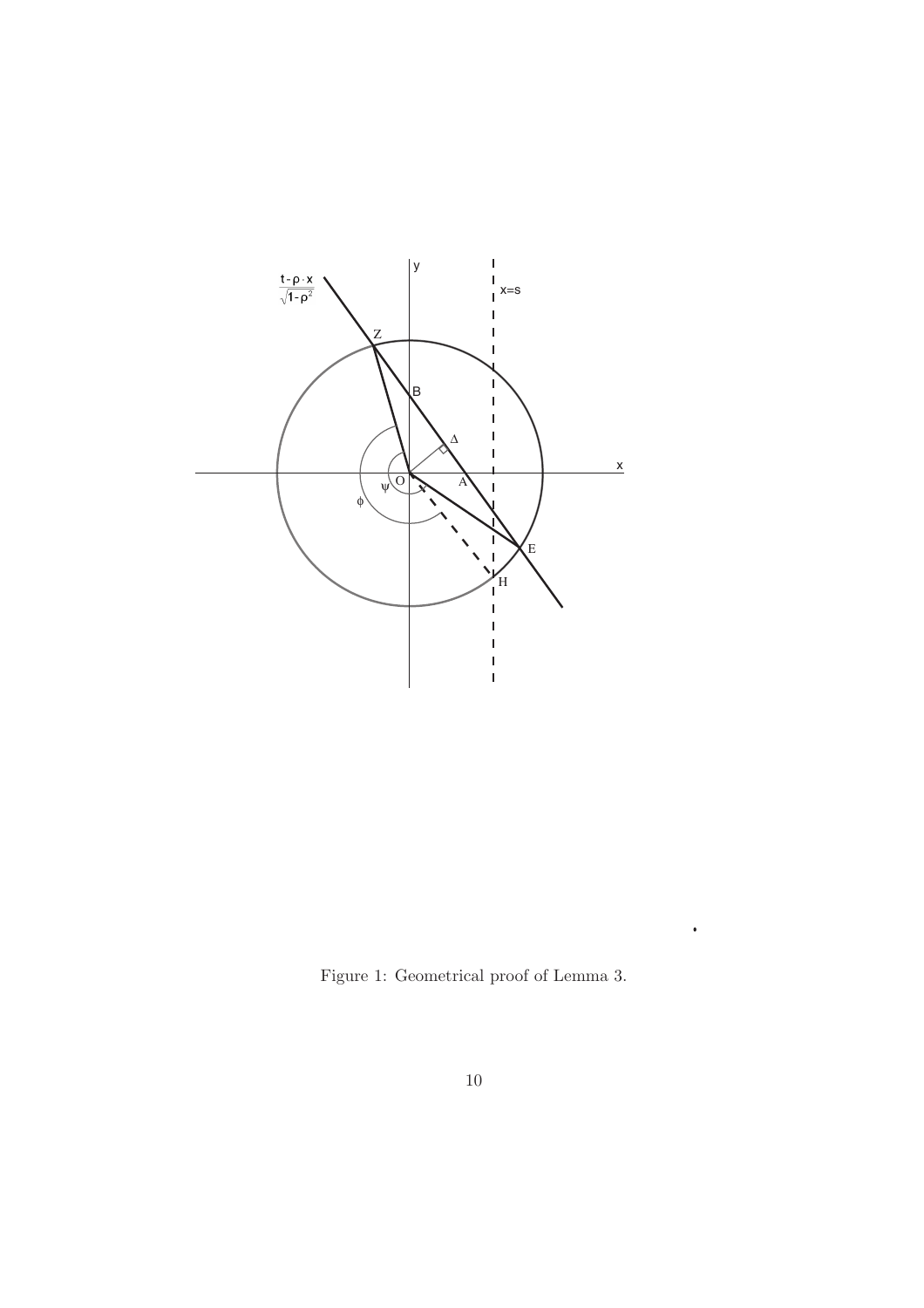Figure 1: Geometrical proof of Lemma 3.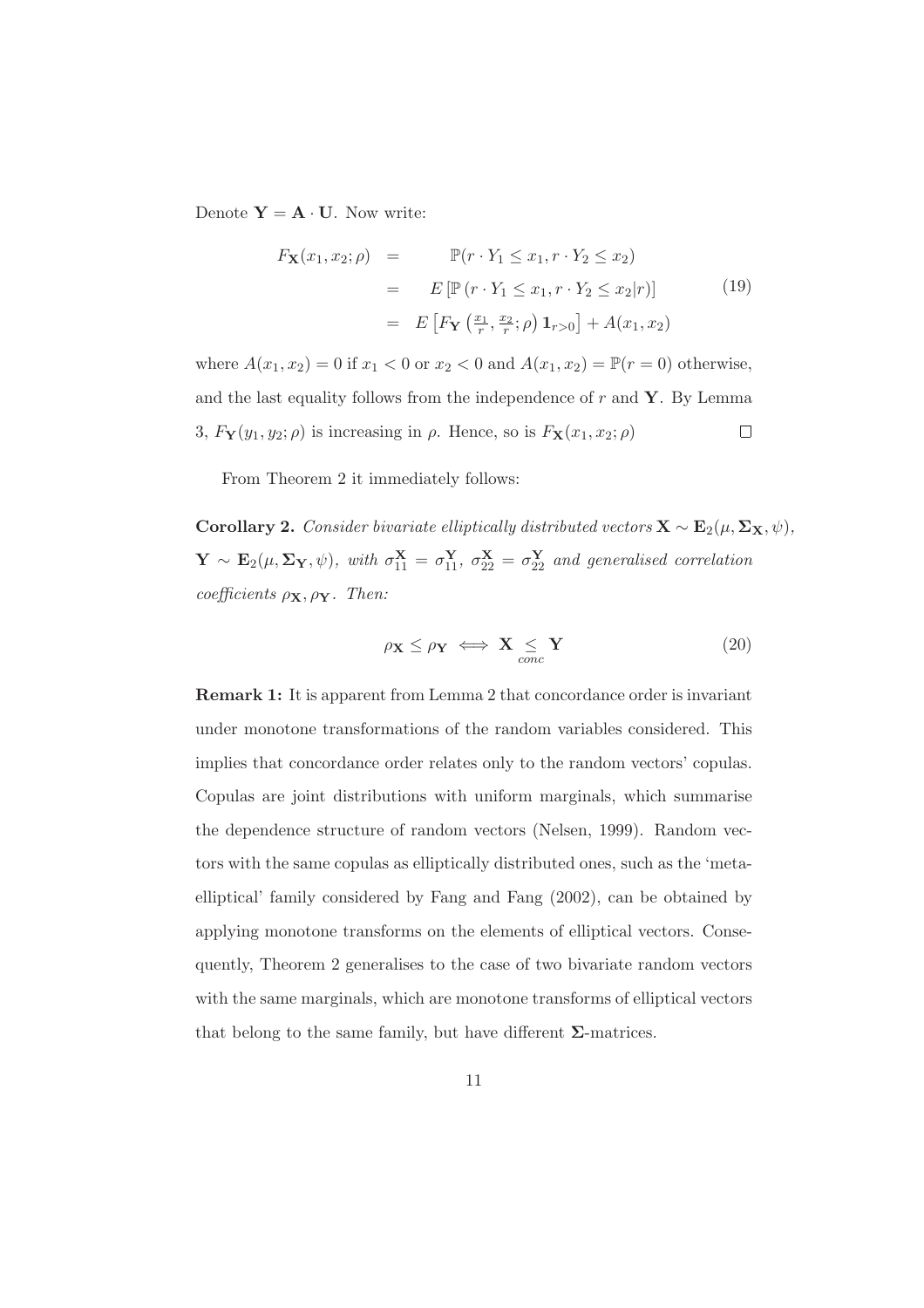Denote $\mathbf{Y} = \mathbf{A} \cdot \mathbf{U}$. Now write:

$$
\begin{aligned}
F_{\mathbf{X}}(x_1, x_2; \rho) &= \mathbb{P}(r \cdot Y_1 \leq x_1, r \cdot Y_2 \leq x_2) \\
&= E\left[\mathbb{P}\left(r \cdot Y_1 \leq x_1, r \cdot Y_2 \leq x_2 | r\right)\right] \\
&= E\left[F_{\mathbf{Y}}\left(\tfrac{x_1}{r}, \tfrac{x_2}{r}; \rho\right) \mathbf{1}_{r>0}\right] + A(x_1, x_2)
\end{aligned}
\tag{19}
$$

where $A(x_1, x_2) = 0$ if $x_1 < 0$ or $x_2 < 0$ and $A(x_1, x_2) = \mathbb{P}(r = 0)$ otherwise, and the last equality follows from the independence of $r$ and $\mathbf{Y}$. By Lemma 3, $F_{\mathbf{Y}}(y_1, y_2; \rho)$ is increasing in $\rho$. Hence, so is $F_{\mathbf{X}}(x_1, x_2; \rho)$ $\square$

From Theorem 2 it immediately follows:

**Corollary 2.** *Consider bivariate elliptically distributed vectors* $\mathbf{X} \sim \mathbf{E}_2(\mu, \mathbf{\Sigma}_{\mathbf{X}}, \psi)$, $\mathbf{Y} \sim \mathbf{E}_2(\mu, \mathbf{\Sigma}_{\mathbf{Y}}, \psi)$, *with* $\sigma_{11}^{\mathbf{X}} = \sigma_{11}^{\mathbf{Y}}$, $\sigma_{22}^{\mathbf{X}} = \sigma_{22}^{\mathbf{Y}}$ *and generalised correlation coefficients* $\rho_{\mathbf{X}}, \rho_{\mathbf{Y}}$. *Then:*

$$
\rho_{\mathbf{X}} \leq \rho_{\mathbf{Y}} \iff \mathbf{X} \underset{conc}{\leq} \mathbf{Y} \tag{20}
$$

**Remark 1:** It is apparent from Lemma 2 that concordance order is invariant under monotone transformations of the random variables considered. This implies that concordance order relates only to the random vectors' copulas. Copulas are joint distributions with uniform marginals, which summarise the dependence structure of random vectors (Nelsen, 1999). Random vectors with the same copulas as elliptically distributed ones, such as the 'meta-elliptical' family considered by Fang and Fang (2002), can be obtained by applying monotone transforms on the elements of elliptical vectors. Consequently, Theorem 2 generalises to the case of two bivariate random vectors with the same marginals, which are monotone transforms of elliptical vectors that belong to the same family, but have different $\mathbf{\Sigma}$-matrices.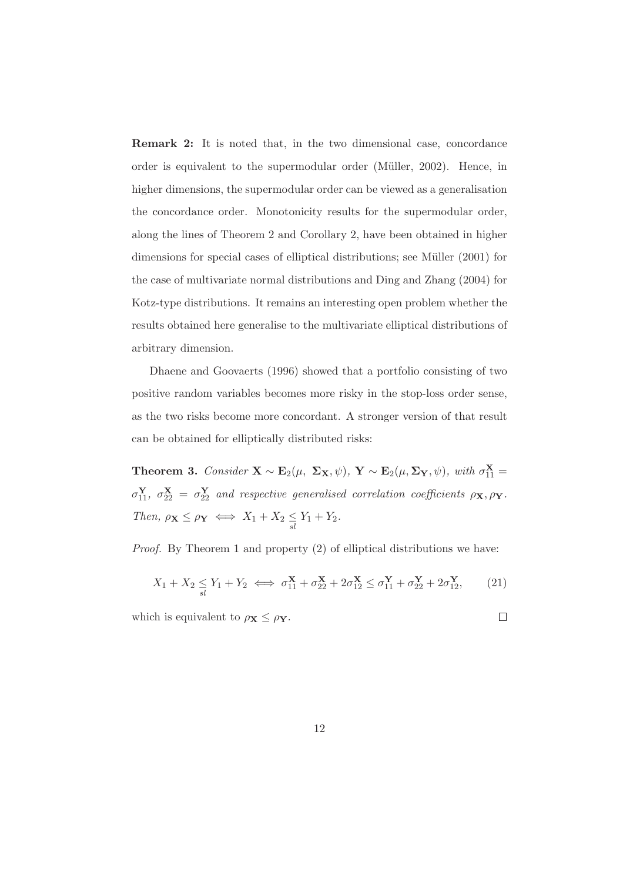**Remark 2:** It is noted that, in the two dimensional case, concordance order is equivalent to the supermodular order (Müller, 2002). Hence, in higher dimensions, the supermodular order can be viewed as a generalisation the concordance order. Monotonicity results for the supermodular order, along the lines of Theorem 2 and Corollary 2, have been obtained in higher dimensions for special cases of elliptical distributions; see Müller (2001) for the case of multivariate normal distributions and Ding and Zhang (2004) for Kotz-type distributions. It remains an interesting open problem whether the results obtained here generalise to the multivariate elliptical distributions of arbitrary dimension.

Dhaene and Goovaerts (1996) showed that a portfolio consisting of two positive random variables becomes more risky in the stop-loss order sense, as the two risks become more concordant. A stronger version of that result can be obtained for elliptically distributed risks:

**Theorem 3.** *Consider* $\mathbf{X} \sim \mathbf{E}_2(\mu,\ \mathbf{\Sigma_X}, \psi)$*,* $\mathbf{Y} \sim \mathbf{E}_2(\mu, \mathbf{\Sigma_Y}, \psi)$*, with* $\sigma_{11}^{\mathbf{X}} = \sigma_{11}^{\mathbf{Y}}$*,* $\sigma_{22}^{\mathbf{X}} = \sigma_{22}^{\mathbf{Y}}$ *and respective generalised correlation coefficients* $\rho_{\mathbf{X}}, \rho_{\mathbf{Y}}$*. Then,* $\rho_{\mathbf{X}} \leq \rho_{\mathbf{Y}} \iff X_1 + X_2 \underset{sl}{\leq} Y_1 + Y_2$*.*

*Proof.* By Theorem 1 and property (2) of elliptical distributions we have:

$$X_1 + X_2 \underset{sl}{\leq} Y_1 + Y_2 \iff \sigma_{11}^{\mathbf{X}} + \sigma_{22}^{\mathbf{X}} + 2\sigma_{12}^{\mathbf{X}} \leq \sigma_{11}^{\mathbf{Y}} + \sigma_{22}^{\mathbf{Y}} + 2\sigma_{12}^{\mathbf{Y}}, \tag{21}$$

which is equivalent to $\rho_{\mathbf{X}} \leq \rho_{\mathbf{Y}}$. $\square$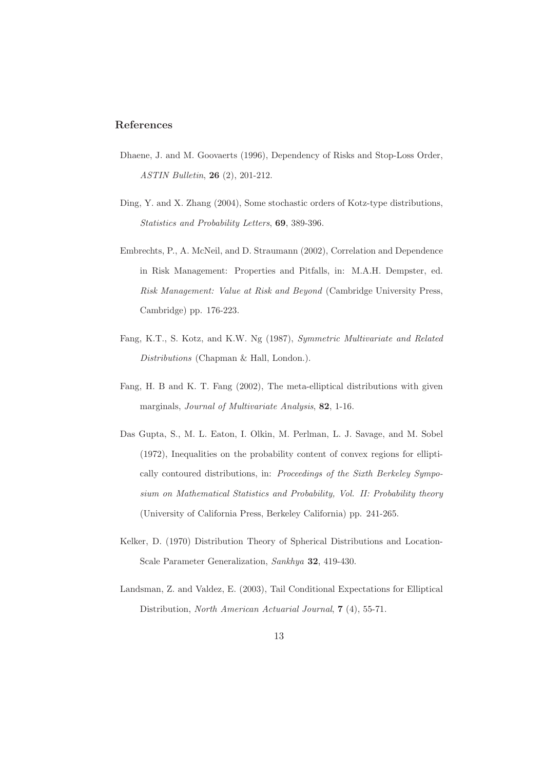## References

Dhaene, J. and M. Goovaerts (1996), Dependency of Risks and Stop-Loss Order, *ASTIN Bulletin*, **26** (2), 201-212.

Ding, Y. and X. Zhang (2004), Some stochastic orders of Kotz-type distributions, *Statistics and Probability Letters*, **69**, 389-396.

Embrechts, P., A. McNeil, and D. Straumann (2002), Correlation and Dependence in Risk Management: Properties and Pitfalls, in: M.A.H. Dempster, ed. *Risk Management: Value at Risk and Beyond* (Cambridge University Press, Cambridge) pp. 176-223.

Fang, K.T., S. Kotz, and K.W. Ng (1987), *Symmetric Multivariate and Related Distributions* (Chapman & Hall, London.).

Fang, H. B and K. T. Fang (2002), The meta-elliptical distributions with given marginals, *Journal of Multivariate Analysis*, **82**, 1-16.

Das Gupta, S., M. L. Eaton, I. Olkin, M. Perlman, L. J. Savage, and M. Sobel (1972), Inequalities on the probability content of convex regions for elliptically contoured distributions, in: *Proceedings of the Sixth Berkeley Symposium on Mathematical Statistics and Probability, Vol. II: Probability theory* (University of California Press, Berkeley California) pp. 241-265.

Kelker, D. (1970) Distribution Theory of Spherical Distributions and Location-Scale Parameter Generalization, *Sankhya* **32**, 419-430.

Landsman, Z. and Valdez, E. (2003), Tail Conditional Expectations for Elliptical Distribution, *North American Actuarial Journal*, **7** (4), 55-71.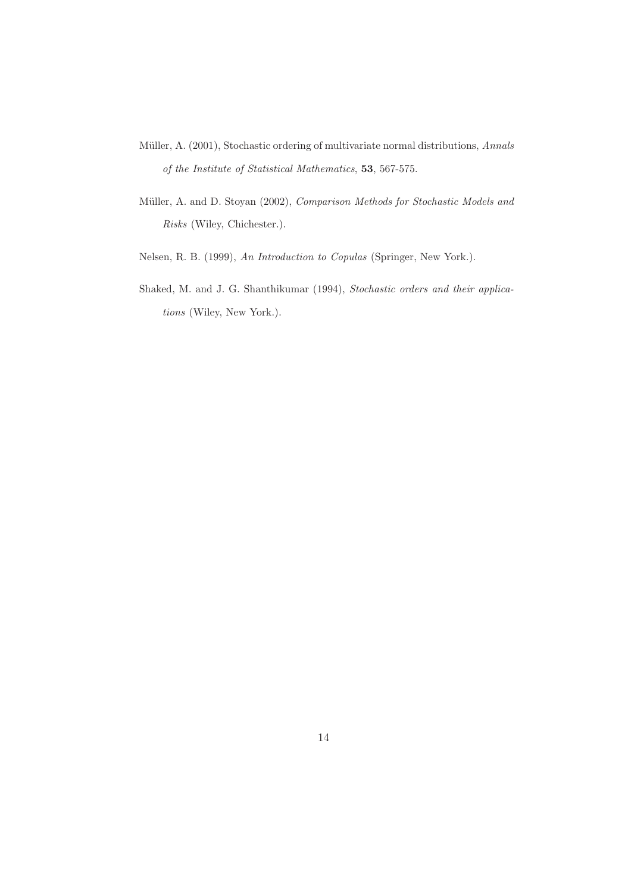Müller, A. (2001), Stochastic ordering of multivariate normal distributions, *Annals of the Institute of Statistical Mathematics*, **53**, 567-575.

Müller, A. and D. Stoyan (2002), *Comparison Methods for Stochastic Models and Risks* (Wiley, Chichester.).

Nelsen, R. B. (1999), *An Introduction to Copulas* (Springer, New York.).

Shaked, M. and J. G. Shanthikumar (1994), *Stochastic orders and their applications* (Wiley, New York.).